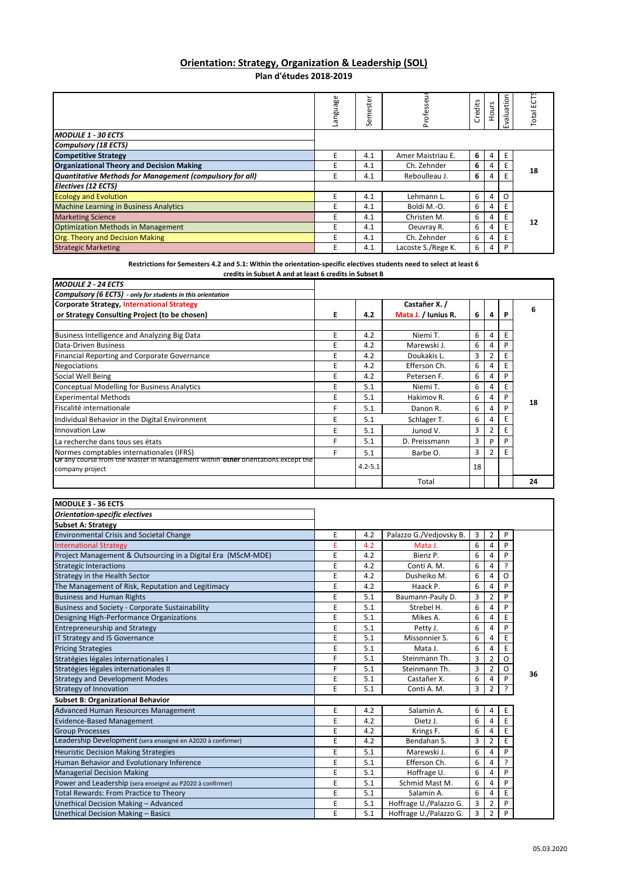# Orientation: Strategy, Organization & Leadership (SOL)

**Plan d'études 2018-2019**

| | Language | Semester | Professeur | Credits | Hours | Evaluation | Total ECTS |
|---|---|---|---|---|---|---|---|
| ***MODULE 1 - 30 ECTS*** | | | | | | | |
| ***Compulsory (18 ECTS)*** | | | | | | | |
| **Competitive Strategy** | E | 4.1 | Amer Maistriau E. | **6** | 4 | E | **18** |
| **Organizational Theory and Decision Making** | E | 4.1 | Ch. Zehnder | **6** | 4 | E | |
| ***Quantitative Methods for Management (compulsory for all)*** | E | 4.1 | Reboulleau J. | **6** | 4 | E | |
| ***Electives (12 ECTS)*** | | | | | | | |
| Ecology and Evolution | E | 4.1 | Lehmann L. | 6 | 4 | O | **12** |
| Machine Learning in Business Analytics | E | 4.1 | Boldi M.-O. | 6 | 4 | E | |
| Marketing Science | E | 4.1 | Christen M. | 6 | 4 | E | |
| Optimization Methods in Management | E | 4.1 | Oeuvray R. | 6 | 4 | E | |
| Org. Theory and Decision Making | E | 4.1 | Ch. Zehnder | 6 | 4 | E | |
| Strategic Marketing | E | 4.1 | Lacoste S./Rege K. | 6 | 4 | P | |

**Restrictions for Semesters 4.2 and 5.1: Within the orientation-specific electives students need to select at least 6 credits in Subset A and at least 6 credits in Subset B**

| | Language | Semester | Professeur | Credits | Hours | Evaluation | Total ECTS |
|---|---|---|---|---|---|---|---|
| ***MODULE 2 - 24 ECTS*** | | | | | | | |
| ***Compulsory (6 ECTS)** - only for students in this orientation* | | | | | | | |
| **Corporate Strategy, International Strategy or Strategy Consulting Project (to be chosen)** | **E** | **4.2** | **Castañer X. / Mata J. / Iunius R.** | **6** | **4** | **P** | **6** |
| | | | | | | | |
| Business Intelligence and Analyzing Big Data | E | 4.2 | Niemi T. | 6 | 4 | E | **18** |
| Data-Driven Business | E | 4.2 | Marewski J. | 6 | 4 | P | |
| Financial Reporting and Corporate Governance | E | 4.2 | Doukakis L. | 3 | 2 | E | |
| Negociations | E | 4.2 | Efferson Ch. | 6 | 4 | E | |
| Social Well Being | E | 4.2 | Petersen F. | 6 | 4 | P | |
| Conceptual Modelling for Business Analytics | E | 5.1 | Niemi T. | 6 | 4 | E | |
| Experimental Methods | E | 5.1 | Hakimov R. | 6 | 4 | P | |
| Fiscalité internationale | F | 5.1 | Danon R. | 6 | 4 | P | |
| Individual Behavior in the Digital Environment | E | 5.1 | Schlager T. | 6 | 4 | E | |
| Innovation Law | E | 5.1 | Junod V. | 3 | 2 | E | |
| La recherche dans tous ses états | F | 5.1 | D. Preissmann | 3 | P | P | |
| Normes comptables internationales (IFRS) | F | 5.1 | Barbe O. | 3 | 2 | E | |
| Or any course from the Master in Management within **other** orientations except the company project | | 4.2-5.1 | | 18 | | | |
| | | | Total | | | | **24** |

| | Language | Semester | Professeur | Credits | Hours | Evaluation | Total ECTS |
|---|---|---|---|---|---|---|---|
| **MODULE 3 - 36 ECTS** | | | | | | | |
| ***Orientation-specific electives*** | | | | | | | |
| **Subset A: Strategy** | | | | | | | |
| Environmental Crisis and Societal Change | E | 4.2 | Palazzo G./Vedjovsky B. | 3 | 2 | P | **36** |
| International Strategy | E | 4.2 | Mata J. | 6 | 4 | P | |
| Project Management & Outsourcing in a Digital Era (MScM-MDE) | E | 4.2 | Bienz P. | 6 | 4 | P | |
| Strategic Interactions | E | 4.2 | Conti A. M. | 6 | 4 | ? | |
| Strategy in the Health Sector | E | 4.2 | Dusheiko M. | 6 | 4 | O | |
| The Management of Risk, Reputation and Legitimacy | E | 4.2 | Haack P. | 6 | 4 | P | |
| Business and Human Rights | E | 5.1 | Baumann-Pauly D. | 3 | 2 | P | |
| Business and Society - Corporate Sustainability | E | 5.1 | Strebel H. | 6 | 4 | P | |
| Designing High-Performance Organizations | E | 5.1 | Mikes A. | 6 | 4 | E | |
| Entrepreneurship and Strategy | E | 5.1 | Petty J. | 6 | 4 | P | |
| IT Strategy and IS Governance | E | 5.1 | Missonnier S. | 6 | 4 | E | |
| Pricing Strategies | E | 5.1 | Mata J. | 6 | 4 | E | |
| Stratégies légales internationales I | F | 5.1 | Steinmann Th. | 3 | 2 | O | |
| Stratégies légales internationales II | F | 5.1 | Steinmann Th. | 3 | 2 | O | |
| Strategy and Development Modes | E | 5.1 | Castañer X. | 6 | 4 | P | |
| Strategy of Innovation | E | 5.1 | Conti A. M. | 3 | 2 | ? | |
| **Subset B: Organizational Behavior** | | | | | | | |
| Advanced Human Resources Management | E | 4.2 | Salamin A. | 6 | 4 | E | |
| Evidence-Based Management | E | 4.2 | Dietz J. | 6 | 4 | E | |
| Group Processes | E | 4.2 | Krings F. | 6 | 4 | E | |
| Leadership Development (sera enseigné en A2020 à confirmer) | E | 4.2 | Bendahan S. | 3 | 2 | E | |
| Heuristic Decision Making Strategies | E | 5.1 | Marewski J. | 6 | 4 | P | |
| Human Behavior and Evolutionary Inference | E | 5.1 | Efferson Ch. | 6 | 4 | ? | |
| Managerial Decision Making | E | 5.1 | Hoffrage U. | 6 | 4 | P | |
| Power and Leadership (sera enseigné au P2020 à confirmer) | E | 5.1 | Schmid Mast M. | 6 | 4 | P | |
| Total Rewards: From Practice to Theory | E | 5.1 | Salamin A. | 6 | 4 | E | |
| Unethical Decision Making – Advanced | E | 5.1 | Hoffrage U./Palazzo G. | 3 | 2 | P | |
| Unethical Decision Making – Basics | E | 5.1 | Hoffrage U./Palazzo G. | 3 | 2 | P | |

05.03.2020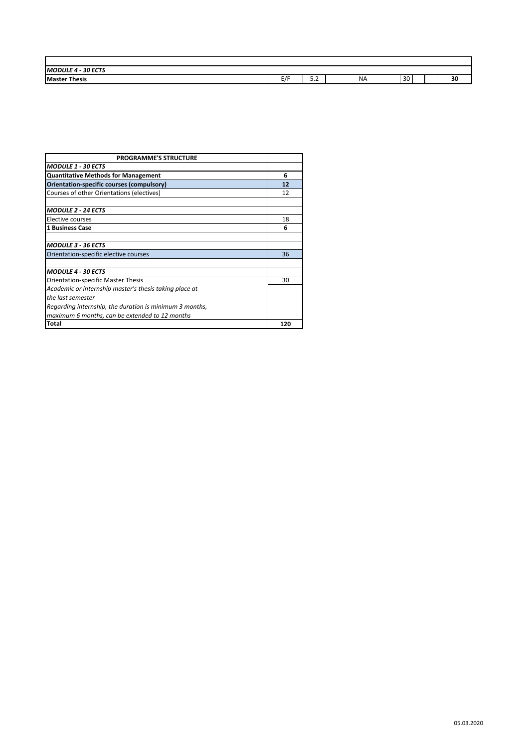| | | | | | | | |
|---|---|---|---|---|---|---|---|
| | | | | | | | |
| ***MODULE 4 - 30 ECTS*** | | | | | | | |
| **Master Thesis** | E/F | 5.2 | NA | 30 | | | **30** |

| **PROGRAMME'S STRUCTURE** | |
|---|---|
| ***MODULE 1 - 30 ECTS*** | |
| **Quantitative Methods for Management** | **6** |
| **Orientation-specific courses (compulsory)** | **12** |
| Courses of other Orientations (electives) | 12 |
| | |
| ***MODULE 2 - 24 ECTS*** | |
| Elective courses | 18 |
| **1 Business Case** | **6** |
| | |
| ***MODULE 3 - 36 ECTS*** | |
| Orientation-specific elective courses | 36 |
| | |
| ***MODULE 4 - 30 ECTS*** | |
| Orientation-specific Master Thesis | 30 |
| *Academic or internship master's thesis taking place at the last semester* | |
| *Regarding internship, the duration is minimum 3 months, maximum 6 months, can be extended to 12 months* | |
| **Total** | **120** |

05.03.2020